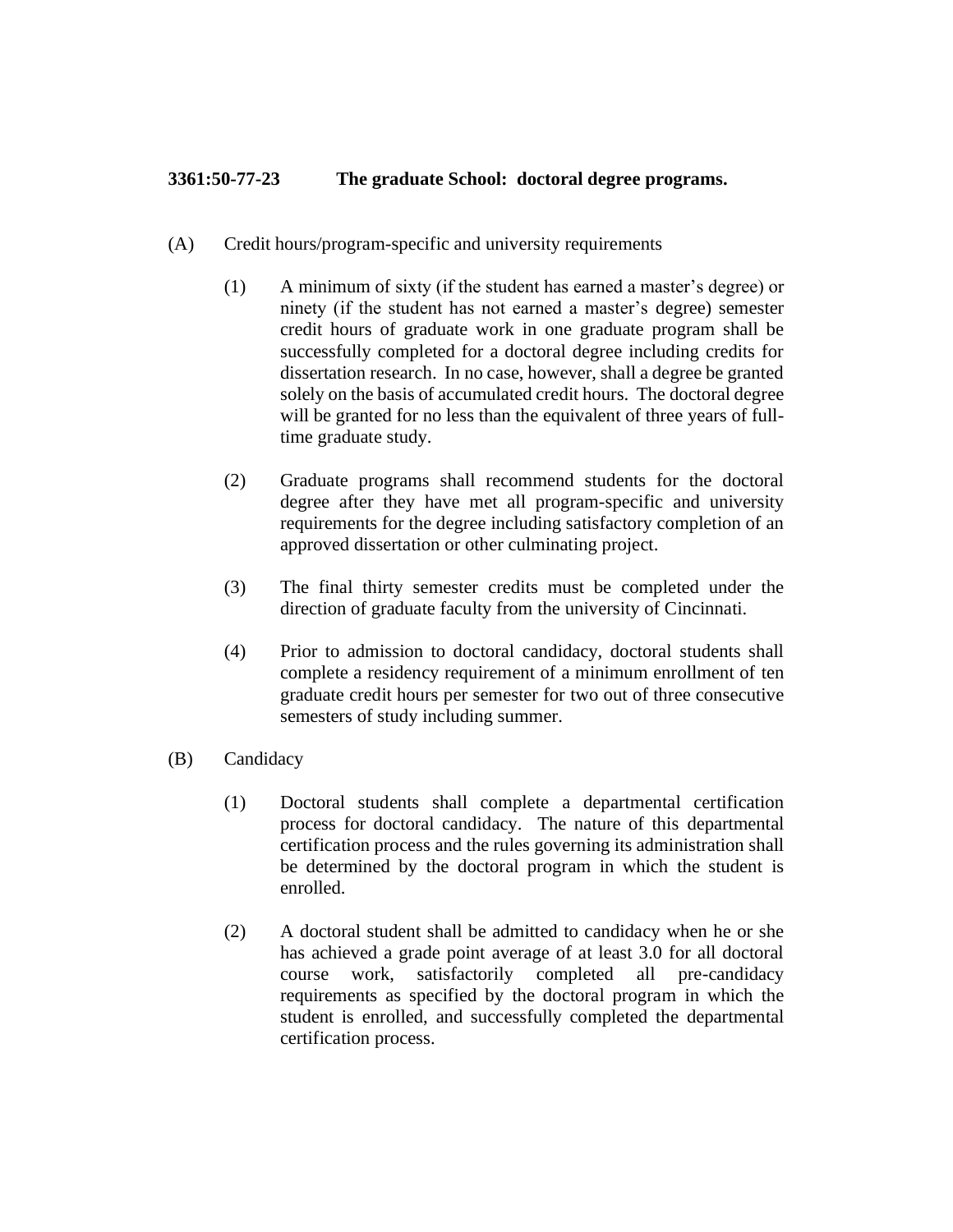**3361:50-77-23 The graduate School: doctoral degree programs.**

(A) Credit hours/program-specific and university requirements

(1) A minimum of sixty (if the student has earned a master's degree) or ninety (if the student has not earned a master's degree) semester credit hours of graduate work in one graduate program shall be successfully completed for a doctoral degree including credits for dissertation research. In no case, however, shall a degree be granted solely on the basis of accumulated credit hours. The doctoral degree will be granted for no less than the equivalent of three years of full-time graduate study.

(2) Graduate programs shall recommend students for the doctoral degree after they have met all program-specific and university requirements for the degree including satisfactory completion of an approved dissertation or other culminating project.

(3) The final thirty semester credits must be completed under the direction of graduate faculty from the university of Cincinnati.

(4) Prior to admission to doctoral candidacy, doctoral students shall complete a residency requirement of a minimum enrollment of ten graduate credit hours per semester for two out of three consecutive semesters of study including summer.

(B) Candidacy

(1) Doctoral students shall complete a departmental certification process for doctoral candidacy. The nature of this departmental certification process and the rules governing its administration shall be determined by the doctoral program in which the student is enrolled.

(2) A doctoral student shall be admitted to candidacy when he or she has achieved a grade point average of at least 3.0 for all doctoral course work, satisfactorily completed all pre-candidacy requirements as specified by the doctoral program in which the student is enrolled, and successfully completed the departmental certification process.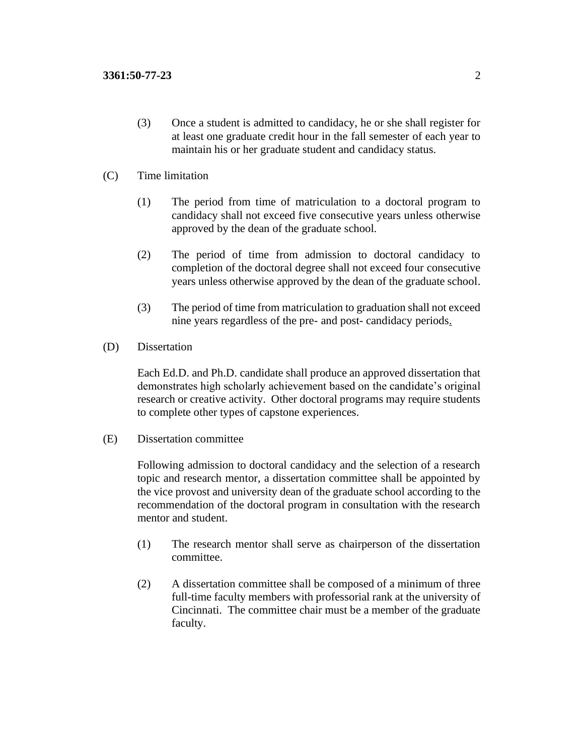(3) Once a student is admitted to candidacy, he or she shall register for at least one graduate credit hour in the fall semester of each year to maintain his or her graduate student and candidacy status.

(C) Time limitation

(1) The period from time of matriculation to a doctoral program to candidacy shall not exceed five consecutive years unless otherwise approved by the dean of the graduate school.

(2) The period of time from admission to doctoral candidacy to completion of the doctoral degree shall not exceed four consecutive years unless otherwise approved by the dean of the graduate school.

(3) The period of time from matriculation to graduation shall not exceed nine years regardless of the pre- and post- candidacy periods.

(D) Dissertation

Each Ed.D. and Ph.D. candidate shall produce an approved dissertation that demonstrates high scholarly achievement based on the candidate's original research or creative activity. Other doctoral programs may require students to complete other types of capstone experiences.

(E) Dissertation committee

Following admission to doctoral candidacy and the selection of a research topic and research mentor, a dissertation committee shall be appointed by the vice provost and university dean of the graduate school according to the recommendation of the doctoral program in consultation with the research mentor and student.

(1) The research mentor shall serve as chairperson of the dissertation committee.

(2) A dissertation committee shall be composed of a minimum of three full-time faculty members with professorial rank at the university of Cincinnati. The committee chair must be a member of the graduate faculty.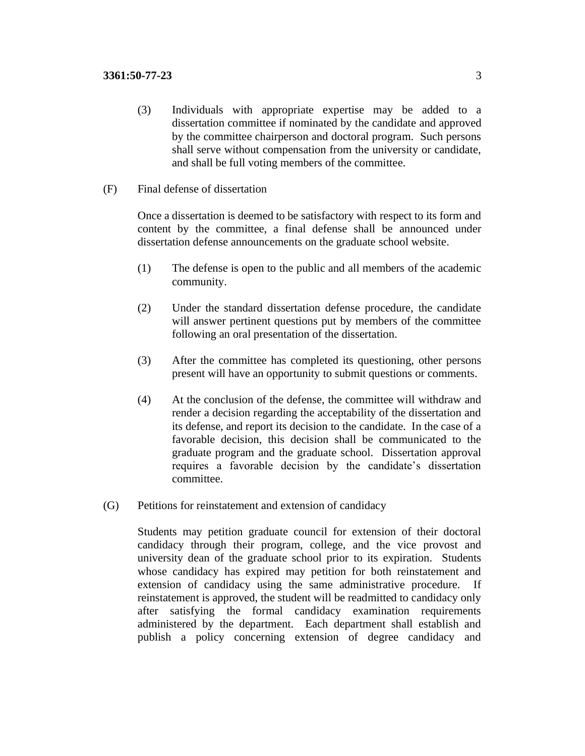(3) Individuals with appropriate expertise may be added to a dissertation committee if nominated by the candidate and approved by the committee chairperson and doctoral program. Such persons shall serve without compensation from the university or candidate, and shall be full voting members of the committee.

(F) Final defense of dissertation

Once a dissertation is deemed to be satisfactory with respect to its form and content by the committee, a final defense shall be announced under dissertation defense announcements on the graduate school website.

(1) The defense is open to the public and all members of the academic community.

(2) Under the standard dissertation defense procedure, the candidate will answer pertinent questions put by members of the committee following an oral presentation of the dissertation.

(3) After the committee has completed its questioning, other persons present will have an opportunity to submit questions or comments.

(4) At the conclusion of the defense, the committee will withdraw and render a decision regarding the acceptability of the dissertation and its defense, and report its decision to the candidate. In the case of a favorable decision, this decision shall be communicated to the graduate program and the graduate school. Dissertation approval requires a favorable decision by the candidate's dissertation committee.

(G) Petitions for reinstatement and extension of candidacy

Students may petition graduate council for extension of their doctoral candidacy through their program, college, and the vice provost and university dean of the graduate school prior to its expiration. Students whose candidacy has expired may petition for both reinstatement and extension of candidacy using the same administrative procedure. If reinstatement is approved, the student will be readmitted to candidacy only after satisfying the formal candidacy examination requirements administered by the department. Each department shall establish and publish a policy concerning extension of degree candidacy and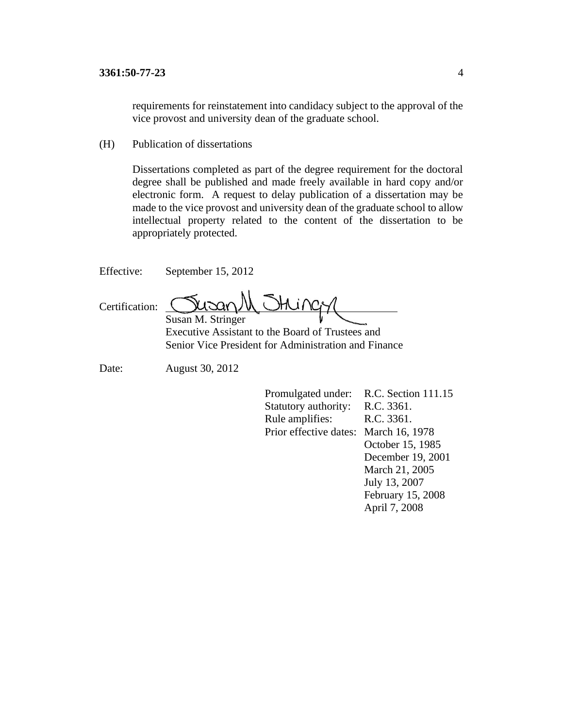requirements for reinstatement into candidacy subject to the approval of the vice provost and university dean of the graduate school.

(H) Publication of dissertations

Dissertations completed as part of the degree requirement for the doctoral degree shall be published and made freely available in hard copy and/or electronic form. A request to delay publication of a dissertation may be made to the vice provost and university dean of the graduate school to allow intellectual property related to the content of the dissertation to be appropriately protected.

Effective: September 15, 2012

Certification: Susan M. Stringer

Susan M. Stringer
Executive Assistant to the Board of Trustees and
Senior Vice President for Administration and Finance

Date: August 30, 2012

| | |
|---|---|
| Promulgated under: | R.C. Section 111.15 |
| Statutory authority: | R.C. 3361. |
| Rule amplifies: | R.C. 3361. |
| Prior effective dates: | March 16, 1978 |
| | October 15, 1985 |
| | December 19, 2001 |
| | March 21, 2005 |
| | July 13, 2007 |
| | February 15, 2008 |
| | April 7, 2008 |